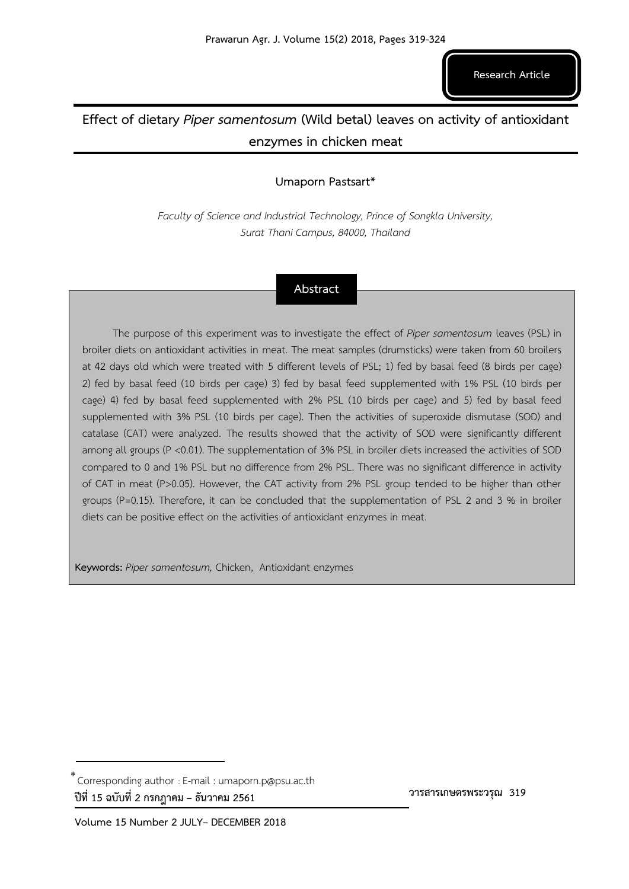Research Article

# Effect of dietary *Piper samentosum* (Wild betal) leaves on activity of antioxidant enzymes in chicken meat

**Umaporn Pastsart***

*Faculty of Science and Industrial Technology, Prince of Songkla University, Surat Thani Campus, 84000, Thailand*

## Abstract

The purpose of this experiment was to investigate the effect of *Piper samentosum* leaves (PSL) in broiler diets on antioxidant activities in meat. The meat samples (drumsticks) were taken from 60 broilers at 42 days old which were treated with 5 different levels of PSL; 1) fed by basal feed (8 birds per cage) 2) fed by basal feed (10 birds per cage) 3) fed by basal feed supplemented with 1% PSL (10 birds per cage) 4) fed by basal feed supplemented with 2% PSL (10 birds per cage) and 5) fed by basal feed supplemented with 3% PSL (10 birds per cage). Then the activities of superoxide dismutase (SOD) and catalase (CAT) were analyzed. The results showed that the activity of SOD were significantly different among all groups ($P < 0.01$). The supplementation of 3% PSL in broiler diets increased the activities of SOD compared to 0 and 1% PSL but no difference from 2% PSL. There was no significant difference in activity of CAT in meat ($P > 0.05$). However, the CAT activity from 2% PSL group tended to be higher than other groups ($P = 0.15$). Therefore, it can be concluded that the supplementation of PSL 2 and 3 % in broiler diets can be positive effect on the activities of antioxidant enzymes in meat.

**Keywords:** *Piper samentosum,* Chicken, Antioxidant enzymes

---

* Corresponding author : E-mail : umaporn.p@psu.ac.th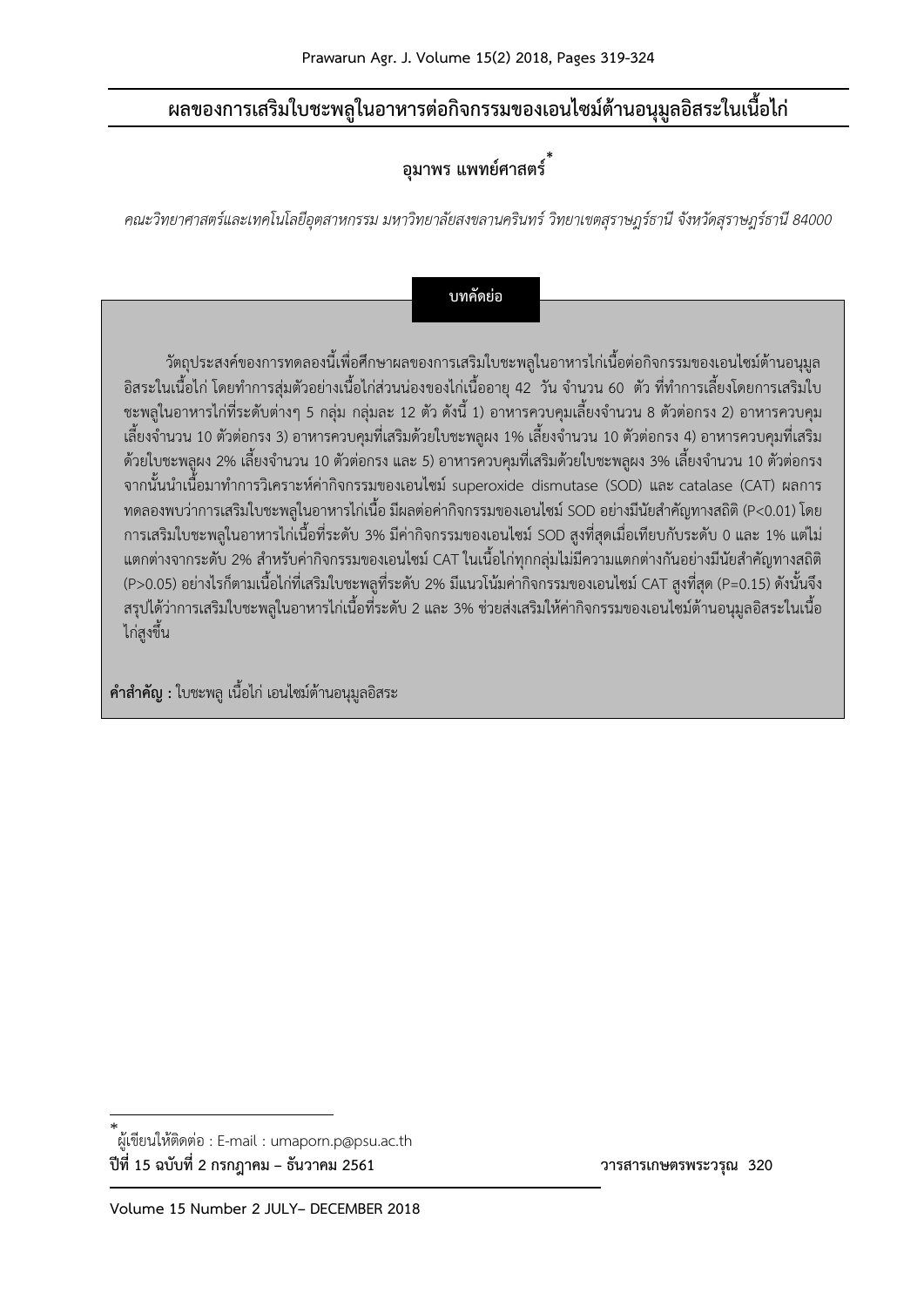# ผลของการเสริมใบชะพลูในอาหารต่อกิจกรรมของเอนไซม์ต้านอนุมูลอิสระในเนื้อไก่

**อุมาพร แพทย์ศาสตร์***

*คณะวิทยาศาสตร์และเทคโนโลยีอุตสาหกรรม มหาวิทยาลัยสงขลานครินทร์ วิทยาเขตสุราษฎร์ธานี จังหวัดสุราษฎร์ธานี 84000*

## บทคัดย่อ

วัตถุประสงค์ของการทดลองนี้เพื่อศึกษาผลของการเสริมใบชะพลูในอาหารไก่เนื้อต่อกิจกรรมของเอนไซม์ต้านอนุมูลอิสระในเนื้อไก่ โดยทำการสุ่มตัวอย่างเนื้อไก่ส่วนน่องของไก่เนื้ออายุ 42 วัน จำนวน 60 ตัว ที่ทำการเลี้ยงโดยการเสริมใบชะพลูในอาหารไก่ที่ระดับต่างๆ 5 กลุ่ม กลุ่มละ 12 ตัว ดังนี้ 1) อาหารควบคุมเลี้ยงจำนวน 8 ตัวต่อกรง 2) อาหารควบคุมเลี้ยงจำนวน 10 ตัวต่อกรง 3) อาหารควบคุมที่เสริมด้วยใบชะพลูผง 1% เลี้ยงจำนวน 10 ตัวต่อกรง 4) อาหารควบคุมที่เสริมด้วยใบชะพลูผง 2% เลี้ยงจำนวน 10 ตัวต่อกรง และ 5) อาหารควบคุมที่เสริมด้วยใบชะพลูผง 3% เลี้ยงจำนวน 10 ตัวต่อกรง จากนั้นนำเนื้อมาทำการวิเคราะห์ค่ากิจกรรมของเอนไซม์ superoxide dismutase (SOD) และ catalase (CAT) ผลการทดลองพบว่าการเสริมใบชะพลูในอาหารไก่เนื้อ มีผลต่อค่ากิจกรรมของเอนไซม์ SOD อย่างมีนัยสำคัญทางสถิติ ($P<0.01$) โดยการเสริมใบชะพลูในอาหารไก่เนื้อที่ระดับ 3% มีค่ากิจกรรมของเอนไซม์ SOD สูงที่สุดเมื่อเทียบกับระดับ 0 และ 1% แต่ไม่แตกต่างจากระดับ 2% สำหรับค่ากิจกรรมของเอนไซม์ CAT ในเนื้อไก่ทุกกลุ่มไม่มีความแตกต่างกันอย่างมีนัยสำคัญทางสถิติ ($P>0.05$) อย่างไรก็ตามเนื้อไก่ที่เสริมใบชะพลูที่ระดับ 2% มีแนวโน้มค่ากิจกรรมของเอนไซม์ CAT สูงที่สุด ($P=0.15$) ดังนั้นจึงสรุปได้ว่าการเสริมใบชะพลูในอาหารไก่เนื้อที่ระดับ 2 และ 3% ช่วยส่งเสริมให้ค่ากิจกรรมของเอนไซม์ต้านอนุมูลอิสระในเนื้อไก่สูงขึ้น

**คำสำคัญ :** ใบชะพลู เนื้อไก่ เอนไซม์ต้านอนุมูลอิสระ

---

* ผู้เขียนให้ติดต่อ : E-mail : umaporn.p@psu.ac.th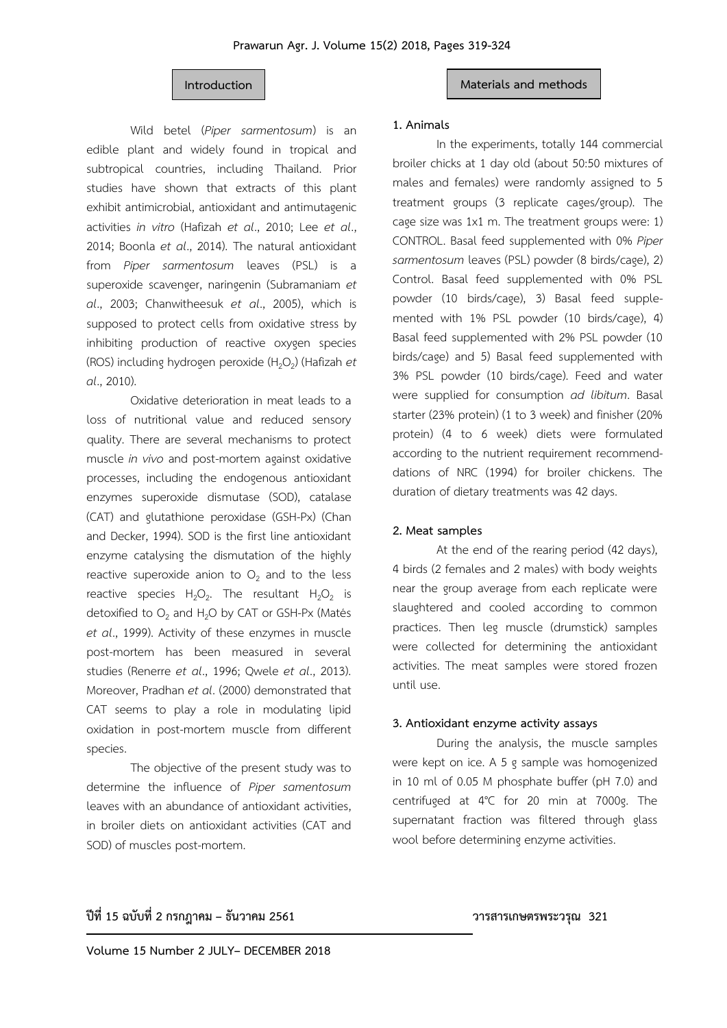## Introduction

Wild betel (*Piper sarmentosum*) is an edible plant and widely found in tropical and subtropical countries, including Thailand. Prior studies have shown that extracts of this plant exhibit antimicrobial, antioxidant and antimutagenic activities *in vitro* (Hafizah *et al*., 2010; Lee *et al*., 2014; Boonla *et al*., 2014). The natural antioxidant from *Piper sarmentosum* leaves (PSL) is a superoxide scavenger, naringenin (Subramaniam *et al*., 2003; Chanwitheesuk *et al*., 2005), which is supposed to protect cells from oxidative stress by inhibiting production of reactive oxygen species (ROS) including hydrogen peroxide ($H_2O_2$) (Hafizah *et al*., 2010).

Oxidative deterioration in meat leads to a loss of nutritional value and reduced sensory quality. There are several mechanisms to protect muscle *in vivo* and post-mortem against oxidative processes, including the endogenous antioxidant enzymes superoxide dismutase (SOD), catalase (CAT) and glutathione peroxidase (GSH-Px) (Chan and Decker, 1994). SOD is the first line antioxidant enzyme catalysing the dismutation of the highly reactive superoxide anion to $O_2$ and to the less reactive species $H_2O_2$. The resultant $H_2O_2$ is detoxified to $O_2$ and $H_2O$ by CAT or GSH-Px (Matés *et al*., 1999). Activity of these enzymes in muscle post-mortem has been measured in several studies (Renerre *et al*., 1996; Qwele *et al*., 2013). Moreover, Pradhan *et al*. (2000) demonstrated that CAT seems to play a role in modulating lipid oxidation in post-mortem muscle from different species.

The objective of the present study was to determine the influence of *Piper samentosum* leaves with an abundance of antioxidant activities, in broiler diets on antioxidant activities (CAT and SOD) of muscles post-mortem.

## Materials and methods

### 1. Animals

In the experiments, totally 144 commercial broiler chicks at 1 day old (about 50:50 mixtures of males and females) were randomly assigned to 5 treatment groups (3 replicate cages/group). The cage size was 1x1 m. The treatment groups were: 1) CONTROL. Basal feed supplemented with 0% *Piper sarmentosum* leaves (PSL) powder (8 birds/cage), 2) Control. Basal feed supplemented with 0% PSL powder (10 birds/cage), 3) Basal feed supplemented with 1% PSL powder (10 birds/cage), 4) Basal feed supplemented with 2% PSL powder (10 birds/cage) and 5) Basal feed supplemented with 3% PSL powder (10 birds/cage). Feed and water were supplied for consumption *ad libitum*. Basal starter (23% protein) (1 to 3 week) and finisher (20% protein) (4 to 6 week) diets were formulated according to the nutrient requirement recommenddations of NRC (1994) for broiler chickens. The duration of dietary treatments was 42 days.

### 2. Meat samples

At the end of the rearing period (42 days), 4 birds (2 females and 2 males) with body weights near the group average from each replicate were slaughtered and cooled according to common practices. Then leg muscle (drumstick) samples were collected for determining the antioxidant activities. The meat samples were stored frozen until use.

### 3. Antioxidant enzyme activity assays

During the analysis, the muscle samples were kept on ice. A 5 g sample was homogenized in 10 ml of 0.05 M phosphate buffer (pH 7.0) and centrifuged at 4°C for 20 min at 7000g. The supernatant fraction was filtered through glass wool before determining enzyme activities.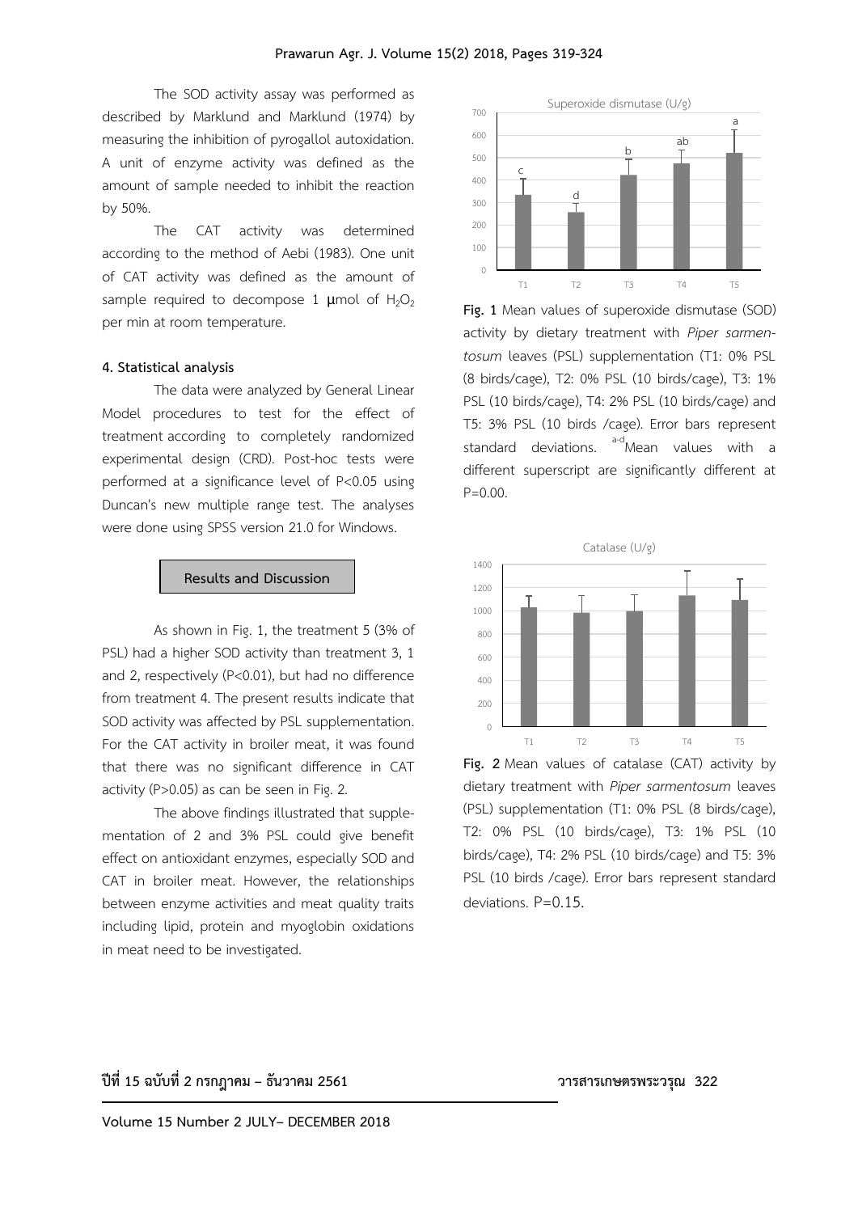The SOD activity assay was performed as described by Marklund and Marklund (1974) by measuring the inhibition of pyrogallol autoxidation. A unit of enzyme activity was defined as the amount of sample needed to inhibit the reaction by 50%.

The CAT activity was determined according to the method of Aebi (1983). One unit of CAT activity was defined as the amount of sample required to decompose 1 μmol of $H_2O_2$ per min at room temperature.

#### 4. Statistical analysis

The data were analyzed by General Linear Model procedures to test for the effect of treatment according to completely randomized experimental design (CRD). Post-hoc tests were performed at a significance level of $P<0.05$ using Duncan's new multiple range test. The analyses were done using SPSS version 21.0 for Windows.

## Results and Discussion

As shown in Fig. 1, the treatment 5 (3% of PSL) had a higher SOD activity than treatment 3, 1 and 2, respectively ($P<0.01$), but had no difference from treatment 4. The present results indicate that SOD activity was affected by PSL supplementation. For the CAT activity in broiler meat, it was found that there was no significant difference in CAT activity ($P>0.05$) as can be seen in Fig. 2.

The above findings illustrated that supplementation of 2 and 3% PSL could give benefit effect on antioxidant enzymes, especially SOD and CAT in broiler meat. However, the relationships between enzyme activities and meat quality traits including lipid, protein and myoglobin oxidations in meat need to be investigated.

**Fig. 1** Mean values of superoxide dismutase (SOD) activity by dietary treatment with *Piper sarmentosum* leaves (PSL) supplementation (T1: 0% PSL (8 birds/cage), T2: 0% PSL (10 birds/cage), T3: 1% PSL (10 birds/cage), T4: 2% PSL (10 birds/cage) and T5: 3% PSL (10 birds /cage). Error bars represent standard deviations. [a-d]Mean values with a different superscript are significantly different at P=0.00.

**Fig. 2** Mean values of catalase (CAT) activity by dietary treatment with *Piper sarmentosum* leaves (PSL) supplementation (T1: 0% PSL (8 birds/cage), T2: 0% PSL (10 birds/cage), T3: 1% PSL (10 birds/cage), T4: 2% PSL (10 birds/cage) and T5: 3% PSL (10 birds /cage). Error bars represent standard deviations. P=0.15.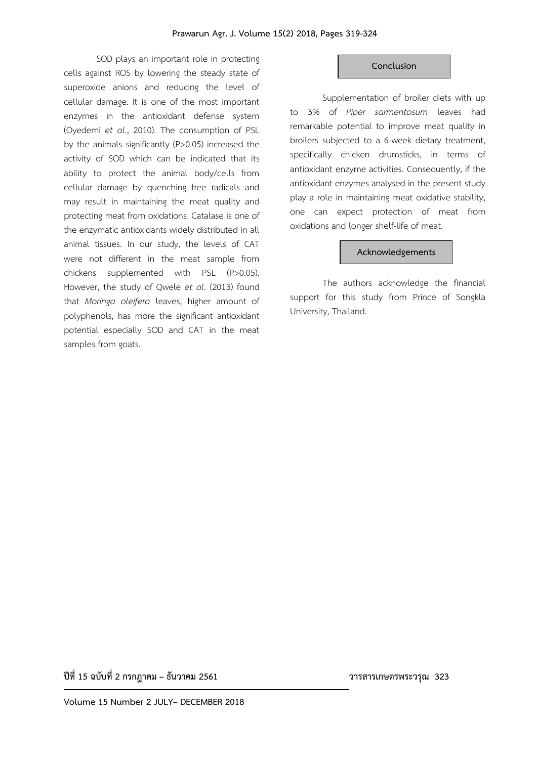SOD plays an important role in protecting cells against ROS by lowering the steady state of superoxide anions and reducing the level of cellular damage. It is one of the most important enzymes in the antioxidant defense system (Oyedemi *et al*., 2010). The consumption of PSL by the animals significantly ($P>0.05$) increased the activity of SOD which can be indicated that its ability to protect the animal body/cells from cellular damage by quenching free radicals and may result in maintaining the meat quality and protecting meat from oxidations. Catalase is one of the enzymatic antioxidants widely distributed in all animal tissues. In our study, the levels of CAT were not different in the meat sample from chickens supplemented with PSL ($P>0.05$). However, the study of Qwele *et al*. (2013) found that *Moringa oleifera* leaves, higher amount of polyphenols, has more the significant antioxidant potential especially SOD and CAT in the meat samples from goats.

## Conclusion

Supplementation of broiler diets with up to 3% of *Piper sarmentosum* leaves had remarkable potential to improve meat quality in broilers subjected to a 6-week dietary treatment, specifically chicken drumsticks, in terms of antioxidant enzyme activities. Consequently, if the antioxidant enzymes analysed in the present study play a role in maintaining meat oxidative stability, one can expect protection of meat from oxidations and longer shelf-life of meat.

## Acknowledgements

The authors acknowledge the financial support for this study from Prince of Songkla University, Thailand.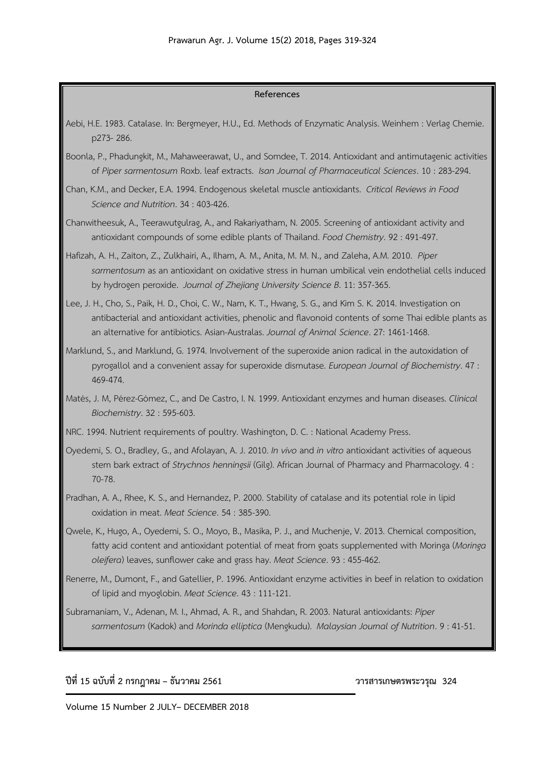## References

Aebi, H.E. 1983. Catalase. In: Bergmeyer, H.U., Ed. Methods of Enzymatic Analysis. Weinhem : Verlag Chemie. p273- 286.

Boonla, P., Phadungkit, M., Mahaweerawat, U., and Somdee, T. 2014. Antioxidant and antimutagenic activities of *Piper sarmentosum* Roxb. leaf extracts. *Isan Journal of Pharmaceutical Sciences*. 10 : 283-294.

Chan, K.M., and Decker, E.A. 1994. Endogenous skeletal muscle antioxidants. *Critical Reviews in Food Science and Nutrition*. 34 : 403-426.

Chanwitheesuk, A., Teerawutgulrag, A., and Rakariyatham, N. 2005. Screening of antioxidant activity and antioxidant compounds of some edible plants of Thailand. *Food Chemistry*. 92 : 491-497.

Hafizah, A. H., Zaiton, Z., Zulkhairi, A., Ilham, A. M., Anita, M. M. N., and Zaleha, A.M. 2010. *Piper sarmentosum* as an antioxidant on oxidative stress in human umbilical vein endothelial cells induced by hydrogen peroxide. *Journal of Zhejiang University Science B*. 11: 357-365.

Lee, J. H., Cho, S., Paik, H. D., Choi, C. W., Nam, K. T., Hwang, S. G., and Kim S. K. 2014. Investigation on antibacterial and antioxidant activities, phenolic and flavonoid contents of some Thai edible plants as an alternative for antibiotics. Asian-Australas. *Journal of Animal Science*. 27: 1461-1468.

Marklund, S., and Marklund, G. 1974. Involvement of the superoxide anion radical in the autoxidation of pyrogallol and a convenient assay for superoxide dismutase. *European Journal of Biochemistry*. 47 : 469-474.

Matés, J. M, Pérez-Gómez, C., and De Castro, I. N. 1999. Antioxidant enzymes and human diseases. *Clinical Biochemistry*. 32 : 595-603.

NRC. 1994. Nutrient requirements of poultry. Washington, D. C. : National Academy Press.

Oyedemi, S. O., Bradley, G., and Afolayan, A. J. 2010. *In vivo* and *in vitro* antioxidant activities of aqueous stem bark extract of *Strychnos henningsii* (Gilg). African Journal of Pharmacy and Pharmacology. 4 : 70-78.

Pradhan, A. A., Rhee, K. S., and Hernandez, P. 2000. Stability of catalase and its potential role in lipid oxidation in meat. *Meat Science*. 54 : 385-390.

Qwele, K., Hugo, A., Oyedemi, S. O., Moyo, B., Masika, P. J., and Muchenje, V. 2013. Chemical composition, fatty acid content and antioxidant potential of meat from goats supplemented with Moringa (*Moringa oleifera*) leaves, sunflower cake and grass hay. *Meat Science*. 93 : 455-462.

Renerre, M., Dumont, F., and Gatellier, P. 1996. Antioxidant enzyme activities in beef in relation to oxidation of lipid and myoglobin. *Meat Science*. 43 : 111-121.

Subramaniam, V., Adenan, M. I., Ahmad, A. R., and Shahdan, R. 2003. Natural antioxidants: *Piper sarmentosum* (Kadok) and *Morinda elliptica* (Mengkudu). *Malaysian Journal of Nutrition*. 9 : 41-51.